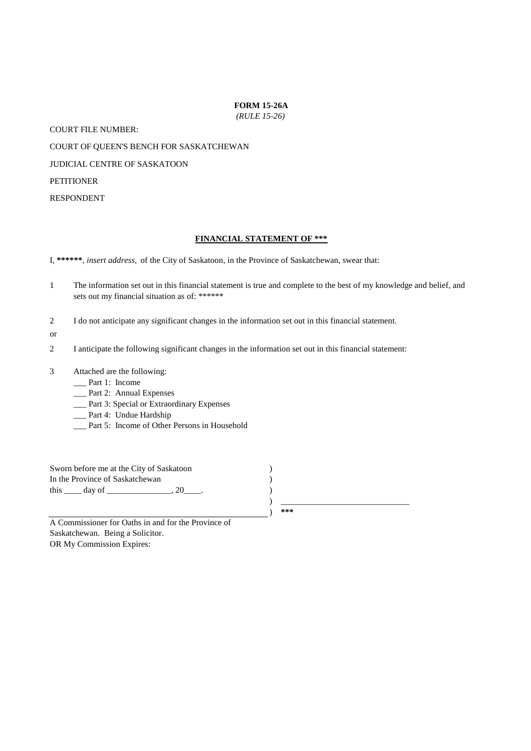**FORM 15-26A**
*(RULE 15-26)*

COURT FILE NUMBER:

COURT OF QUEEN'S BENCH FOR SASKATCHEWAN

JUDICIAL CENTRE OF SASKATOON

PETITIONER

RESPONDENT

**<u>FINANCIAL STATEMENT OF ***</u>**

I, ******, *insert address,* of the City of Saskatoon, in the Province of Saskatchewan, swear that:

1 The information set out in this financial statement is true and complete to the best of my knowledge and belief, and sets out my financial situation as of: ******

2 I do not anticipate any significant changes in the information set out in this financial statement.

or

2 I anticipate the following significant changes in the information set out in this financial statement:

3 Attached are the following:

___ Part 1: Income
___ Part 2: Annual Expenses
___ Part 3: Special or Extraordinary Expenses
___ Part 4: Undue Hardship
___ Part 5: Income of Other Persons in Household

| | | |
|---|---|---|
| Sworn before me at the City of Saskatoon | ) | |
| In the Province of Saskatchewan | ) | |
| this ____ day of _______________, 20____. | ) | |
| | ) | _____________________________ |
| _____________________________________________ | ) | *** |

A Commissioner for Oaths in and for the Province of Saskatchewan. Being a Solicitor.
OR My Commission Expires: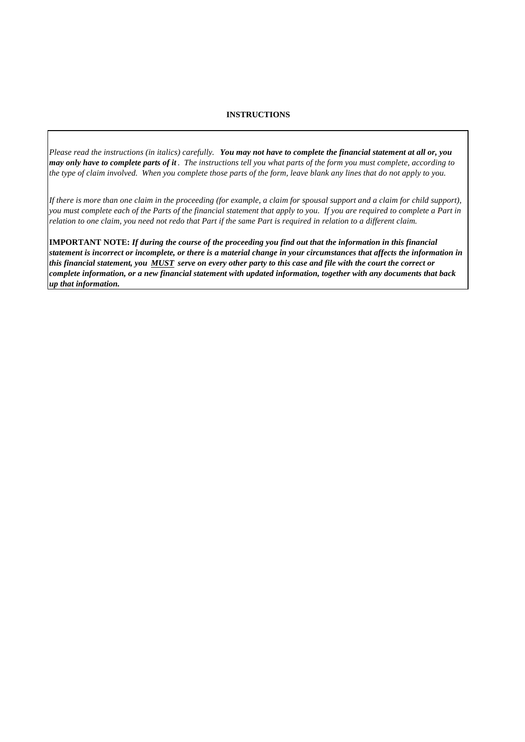## INSTRUCTIONS

*Please read the instructions (in italics) carefully.* ***You may not have to complete the financial statement at all or, you may only have to complete parts of it****. The instructions tell you what parts of the form you must complete, according to the type of claim involved. When you complete those parts of the form, leave blank any lines that do not apply to you.*

*If there is more than one claim in the proceeding (for example, a claim for spousal support and a claim for child support), you must complete each of the Parts of the financial statement that apply to you. If you are required to complete a Part in relation to one claim, you need not redo that Part if the same Part is required in relation to a different claim.*

**IMPORTANT NOTE:** ***If during the course of the proceeding you find out that the information in this financial statement is incorrect or incomplete, or there is a material change in your circumstances that affects the information in this financial statement, you <u>MUST</u> serve on every other party to this case and file with the court the correct or complete information, or a new financial statement with updated information, together with any documents that back up that information.***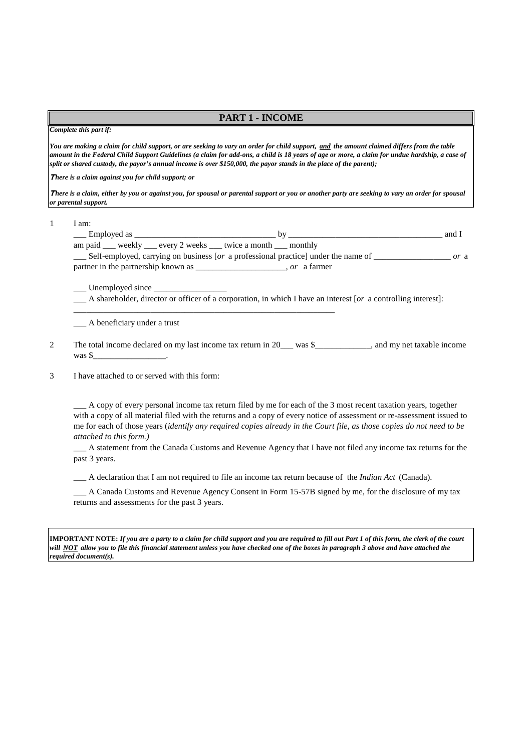## PART 1 - INCOME

***Complete this part if:***

***You are making a claim for child support, or are seeking to vary an order for child support, and the amount claimed differs from the table amount in the Federal Child Support Guidelines (a claim for add-ons, a child is 18 years of age or more, a claim for undue hardship, a case of split or shared custody, the payor's annual income is over $150,000, the payor stands in the place of the parent);***

***There is a claim against you for child support; or***

***There is a claim, either by you or against you, for spousal or parental support or you or another party are seeking to vary an order for spousal or parental support.***

1 I am:

___ Employed as _________________________________ by ____________________________________ and I am paid ___ weekly ___ every 2 weeks ___ twice a month ___ monthly

___ Self-employed, carrying on business [*or* a professional practice] under the name of __________________ *or* a partner in the partnership known as _____________________, *or* a farmer

___ Unemployed since _________________

___ A shareholder, director or officer of a corporation, in which I have an interest [*or* a controlling interest]:

_______________________________________________________________

___ A beneficiary under a trust

2 The total income declared on my last income tax return in 20___ was $_____________, and my net taxable income was $_________________.

3 I have attached to or served with this form:

___ A copy of every personal income tax return filed by me for each of the 3 most recent taxation years, together with a copy of all material filed with the returns and a copy of every notice of assessment or re-assessment issued to me for each of those years (*identify any required copies already in the Court file, as those copies do not need to be attached to this form.)*

___ A statement from the Canada Customs and Revenue Agency that I have not filed any income tax returns for the past 3 years.

___ A declaration that I am not required to file an income tax return because of the *Indian Act* (Canada).

___ A Canada Customs and Revenue Agency Consent in Form 15-57B signed by me, for the disclosure of my tax returns and assessments for the past 3 years.

**IMPORTANT NOTE:** ***If you are a party to a claim for child support and you are required to fill out Part 1 of this form, the clerk of the court will NOT allow you to file this financial statement unless you have checked one of the boxes in paragraph 3 above and have attached the required document(s).***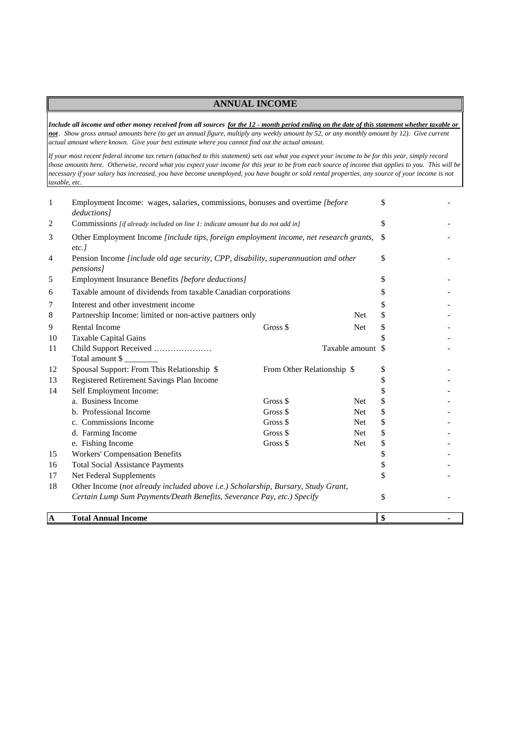## ANNUAL INCOME

***Include all income and other money received from all sources*** ***<u>for the 12 - month period ending on the date of this statement whether taxable or not</u>***. *Show gross annual amounts here (to get an annual figure, multiply any weekly amount by 52, or any monthly amount by 12). Give current actual amount where known. Give your best estimate where you cannot find out the actual amount.*

*If your most recent federal income tax return (attached to this statement) sets out what you expect your income to be for this year, simply record those amounts here. Otherwise, record what you expect your income for this year to be from each source of income that applies to you. This will be necessary if your salary has increased, you have become unemployed, you have bought or sold rental properties, any source of your income is not taxable, etc.*

| | | | | | |
|---|---|---|---|---|---|
| 1 | Employment Income: wages, salaries, commissions, bonuses and overtime *[before deductions]* | | | $ | - |
| 2 | Commissions *[if already included on line 1: indicate amount but do not add in]* | | | $ | - |
| 3 | Other Employment Income *[include tips, foreign employment income, net research grants, etc.]* | | | $ | - |
| 4 | Pension Income *[include old age security, CPP, disability, superannuation and other pensions]* | | | $ | - |
| 5 | Employment Insurance Benefits *[before deductions]* | | | $ | - |
| 6 | Taxable amount of dividends from taxable Canadian corporations | | | $ | - |
| 7 | Interest and other investment income | | | $ | - |
| 8 | Partnership Income: limited or non-active partners only | | Net | $ | - |
| 9 | Rental Income | Gross $ | Net | $ | - |
| 10 | Taxable Capital Gains | | | $ | - |
| 11 | Child Support Received ………………… Total amount $ ________ | | Taxable amount | $ | - |
| 12 | Spousal Support: From This Relationship $ | From Other Relationship $ | | $ | - |
| 13 | Registered Retirement Savings Plan Income | | | $ | - |
| 14 | Self Employment Income: | | | $ | - |
| | a. Business Income | Gross $ | Net | $ | - |
| | b. Professional Income | Gross $ | Net | $ | - |
| | c. Commissions Income | Gross $ | Net | $ | - |
| | d. Farming Income | Gross $ | Net | $ | - |
| | e. Fishing Income | Gross $ | Net | $ | - |
| 15 | Workers' Compensation Benefits | | | $ | - |
| 16 | Total Social Assistance Payments | | | $ | - |
| 17 | Net Federal Supplements | | | $ | - |
| 18 | Other Income (*not already included above i.e.) Scholarship, Bursary, Study Grant, Certain Lump Sum Payments/Death Benefits, Severance Pay, etc.) Specify* | | | $ | - |
| **A** | **Total Annual Income** | | | **$** | **-** |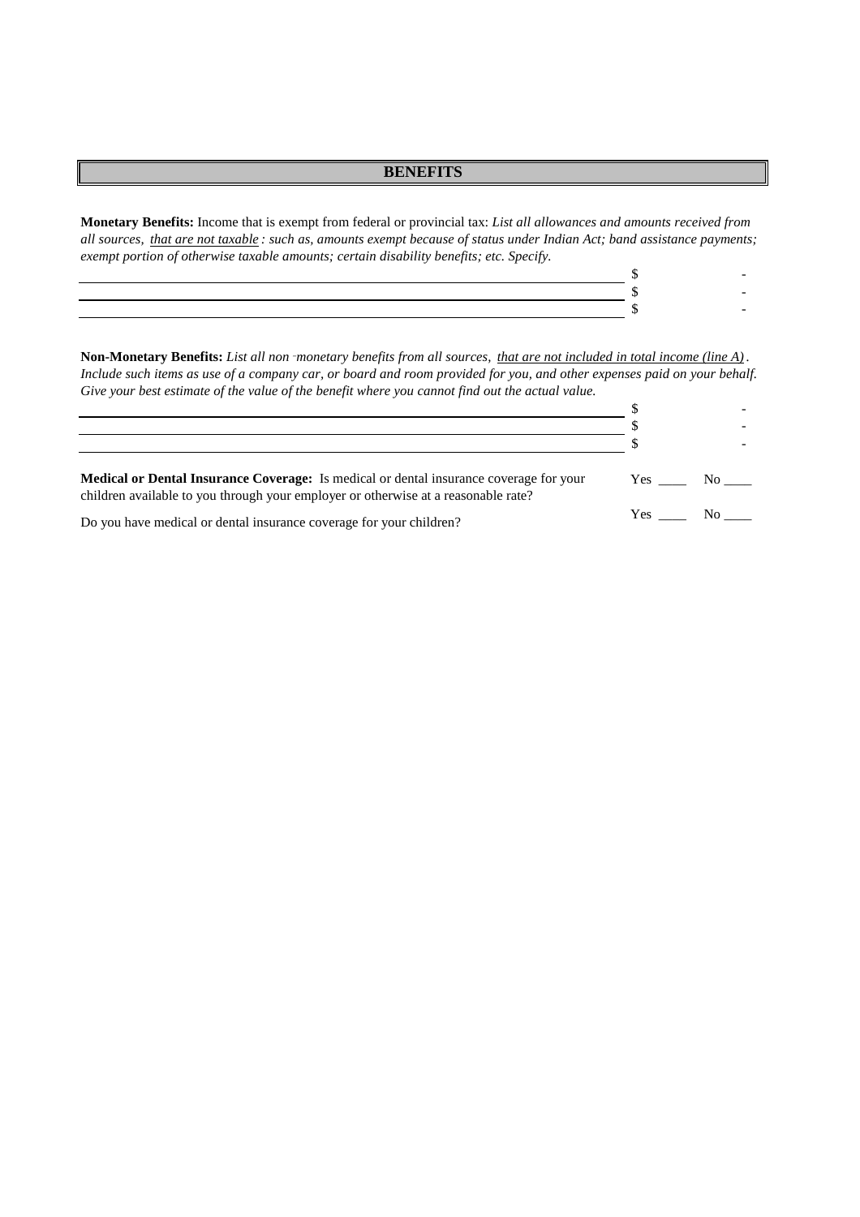## BENEFITS

**Monetary Benefits:** Income that is exempt from federal or provincial tax: *List all allowances and amounts received from all sources, that are not taxable : such as, amounts exempt because of status under Indian Act; band assistance payments; exempt portion of otherwise taxable amounts; certain disability benefits; etc. Specify.*

| | |
|---|---|
| ______________________________ | $ - |
| ______________________________ | $ - |
| ______________________________ | $ - |

**Non-Monetary Benefits:** *List all non-monetary benefits from all sources, that are not included in total income (line A). Include such items as use of a company car, or board and room provided for you, and other expenses paid on your behalf. Give your best estimate of the value of the benefit where you cannot find out the actual value.*

| | |
|---|---|
| ______________________________ | $ - |
| ______________________________ | $ - |
| ______________________________ | $ - |

**Medical or Dental Insurance Coverage:** Is medical or dental insurance coverage for your children available to you through your employer or otherwise at a reasonable rate? Yes ____ No ____

Do you have medical or dental insurance coverage for your children? Yes ____ No ____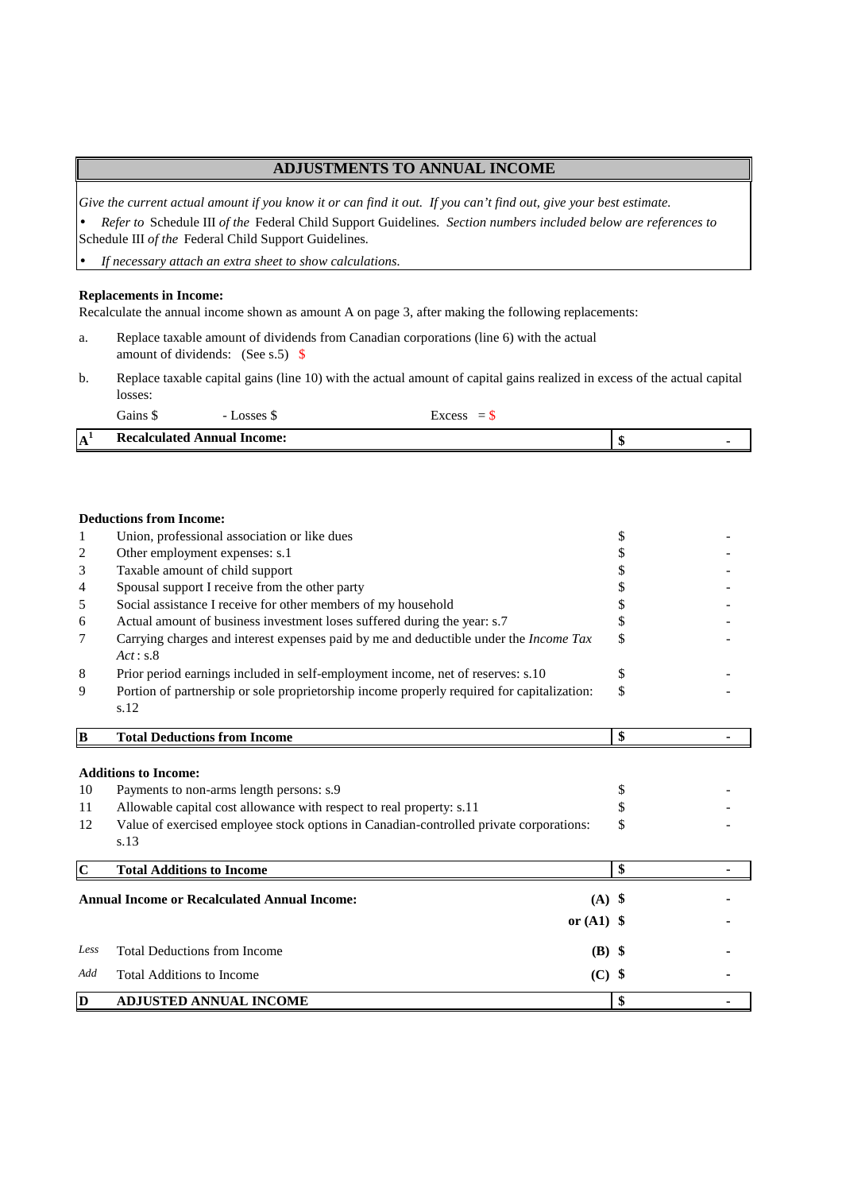## ADJUSTMENTS TO ANNUAL INCOME

*Give the current actual amount if you know it or can find it out. If you can't find out, give your best estimate.*

- *Refer to* Schedule III *of the* Federal Child Support Guidelines. *Section numbers included below are references to* Schedule III *of the* Federal Child Support Guidelines.
- *If necessary attach an extra sheet to show calculations.*

**Replacements in Income:**

Recalculate the annual income shown as amount A on page 3, after making the following replacements:

a. Replace taxable amount of dividends from Canadian corporations (line 6) with the actual amount of dividends: (See s.5) $

b. Replace taxable capital gains (line 10) with the actual amount of capital gains realized in excess of the actual capital losses:

Gains $ - Losses $ Excess = $

| | | |
|---|---|---|
| **A[1]** | **Recalculated Annual Income:** | **$ -** |

**Deductions from Income:**

| | | |
|---|---|---|
| 1 | Union, professional association or like dues | $ - |
| 2 | Other employment expenses: s.1 | $ - |
| 3 | Taxable amount of child support | $ - |
| 4 | Spousal support I receive from the other party | $ - |
| 5 | Social assistance I receive for other members of my household | $ - |
| 6 | Actual amount of business investment loses suffered during the year: s.7 | $ - |
| 7 | Carrying charges and interest expenses paid by me and deductible under the *Income Tax Act*: s.8 | $ - |
| 8 | Prior period earnings included in self-employment income, net of reserves: s.10 | $ - |
| 9 | Portion of partnership or sole proprietorship income properly required for capitalization: s.12 | $ - |
| **B** | **Total Deductions from Income** | **$ -** |

**Additions to Income:**

| | | |
|---|---|---|
| 10 | Payments to non-arms length persons: s.9 | $ - |
| 11 | Allowable capital cost allowance with respect to real property: s.11 | $ - |
| 12 | Value of exercised employee stock options in Canadian-controlled private corporations: s.13 | $ - |
| **C** | **Total Additions to Income** | **$ -** |

| | | | |
|---|---|---|---|
| **Annual Income or Recalculated Annual Income:** | | **(A)** | $ - |
| | | **or (A1)** | $ - |
| *Less* | Total Deductions from Income | **(B)** | $ - |
| *Add* | Total Additions to Income | **(C)** | $ - |
| **D** | **ADJUSTED ANNUAL INCOME** | | **$ -** |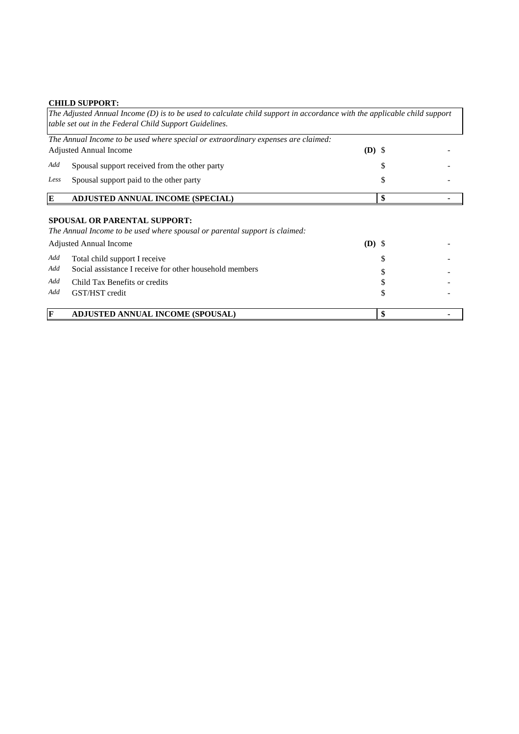**CHILD SUPPORT:**

*The Adjusted Annual Income (D) is to be used to calculate child support in accordance with the applicable child support table set out in the Federal Child Support Guidelines.*

*The Annual Income to be used where special or extraordinary expenses are claimed:*

| | | | | |
|---|---|---|---|---|
| | Adjusted Annual Income | **(D)** | $ | - |
| *Add* | Spousal support received from the other party | | $ | - |
| *Less* | Spousal support paid to the other party | | $ | - |
| **E** | **ADJUSTED ANNUAL INCOME (SPECIAL)** | | **$** | **-** |

**SPOUSAL OR PARENTAL SUPPORT:**

*The Annual Income to be used where spousal or parental support is claimed:*

| | | | | |
|---|---|---|---|---|
| | Adjusted Annual Income | **(D)** | $ | - |
| *Add* | Total child support I receive | | $ | - |
| *Add* | Social assistance I receive for other household members | | $ | - |
| *Add* | Child Tax Benefits or credits | | $ | - |
| *Add* | GST/HST credit | | $ | - |
| **F** | **ADJUSTED ANNUAL INCOME (SPOUSAL)** | | **$** | **-** |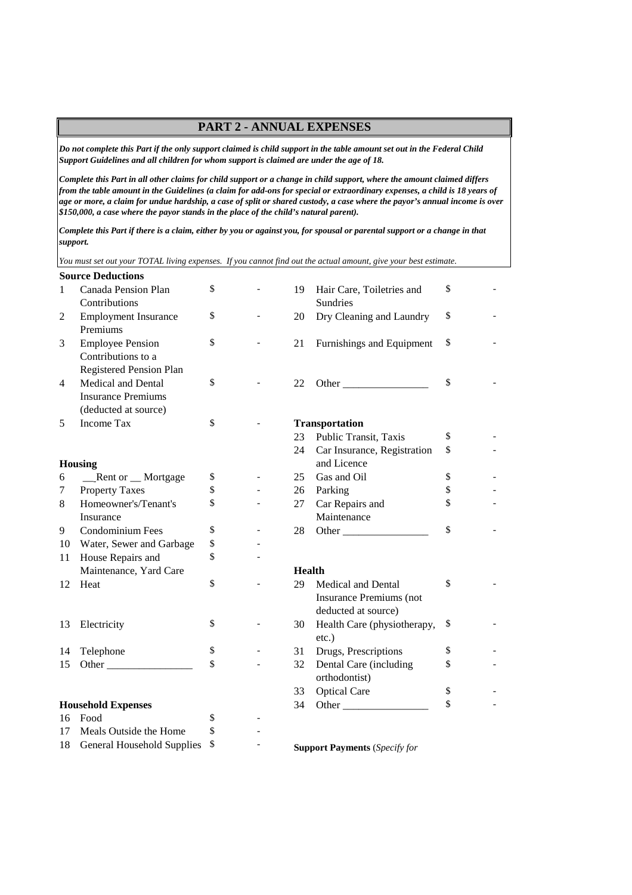## PART 2 - ANNUAL EXPENSES

***Do not complete this Part if the only support claimed is child support in the table amount set out in the Federal Child Support Guidelines and all children for whom support is claimed are under the age of 18.***

***Complete this Part in all other claims for child support or a change in child support, where the amount claimed differs from the table amount in the Guidelines (a claim for add-ons for special or extraordinary expenses, a child is 18 years of age or more, a claim for undue hardship, a case of split or shared custody, a case where the payor's annual income is over $150,000, a case where the payor stands in the place of the child's natural parent).***

***Complete this Part if there is a claim, either by you or against you, for spousal or parental support or a change in that support.***

*You must set out your TOTAL living expenses. If you cannot find out the actual amount, give your best estimate.*

**Source Deductions**

| | | | |
|---|---|---|---|
| 1 | Canada Pension Plan Contributions | $ | - |
| 2 | Employment Insurance Premiums | $ | - |
| 3 | Employee Pension Contributions to a Registered Pension Plan | $ | - |
| 4 | Medical and Dental Insurance Premiums (deducted at source) | $ | - |
| 5 | Income Tax | $ | - |

**Housing**

| | | | |
|---|---|---|---|
| 6 | __Rent or __ Mortgage | $ | - |
| 7 | Property Taxes | $ | - |
| 8 | Homeowner's/Tenant's Insurance | $ | - |
| 9 | Condominium Fees | $ | - |
| 10 | Water, Sewer and Garbage | $ | - |
| 11 | House Repairs and Maintenance, Yard Care | $ | - |
| 12 | Heat | $ | - |
| 13 | Electricity | $ | - |
| 14 | Telephone | $ | - |
| 15 | Other ________________ | $ | - |

**Household Expenses**

| | | | |
|---|---|---|---|
| 16 | Food | $ | - |
| 17 | Meals Outside the Home | $ | - |
| 18 | General Household Supplies | $ | - |
| 19 | Hair Care, Toiletries and Sundries | $ | - |
| 20 | Dry Cleaning and Laundry | $ | - |
| 21 | Furnishings and Equipment | $ | - |
| 22 | Other ________________ | $ | - |

**Transportation**

| | | | |
|---|---|---|---|
| 23 | Public Transit, Taxis | $ | - |
| 24 | Car Insurance, Registration and Licence | $ | - |
| 25 | Gas and Oil | $ | - |
| 26 | Parking | $ | - |
| 27 | Car Repairs and Maintenance | $ | - |
| 28 | Other ________________ | $ | - |

**Health**

| | | | |
|---|---|---|---|
| 29 | Medical and Dental Insurance Premiums (not deducted at source) | $ | - |
| 30 | Health Care (physiotherapy, etc.) | $ | - |
| 31 | Drugs, Prescriptions | $ | - |
| 32 | Dental Care (including orthodontist) | $ | - |
| 33 | Optical Care | $ | - |
| 34 | Other ________________ | $ | - |

**Support Payments** (*Specify for*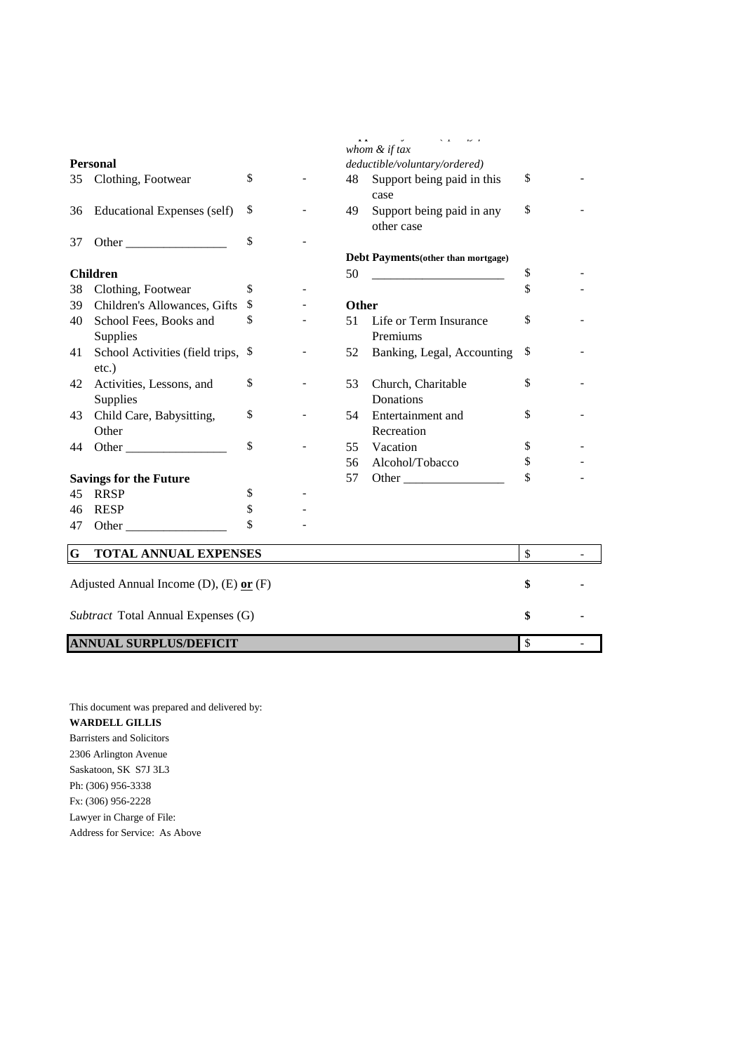| | | | | | | | |
|---|---|---|---|---|---|---|---|
| | | | | | *whom & if tax deductible/voluntary/ordered)* | | |
| **Personal** | | | | | | | |
| 35 | Clothing, Footwear | $ | - | 48 | Support being paid in this case | $ | - |
| 36 | Educational Expenses (self) | $ | - | 49 | Support being paid in any other case | $ | - |
| 37 | Other ________________ | $ | - | | | | |
| | | | | **Debt Payments(other than mortgage)** | | | |
| **Children** | | | | 50 | ____________________ | $ | - |
| 38 | Clothing, Footwear | $ | - | | | $ | - |
| 39 | Children's Allowances, Gifts | $ | - | **Other** | | | |
| 40 | School Fees, Books and Supplies | $ | - | 51 | Life or Term Insurance Premiums | $ | - |
| 41 | School Activities (field trips, etc.) | $ | - | 52 | Banking, Legal, Accounting | $ | - |
| 42 | Activities, Lessons, and Supplies | $ | - | 53 | Church, Charitable Donations | $ | - |
| 43 | Child Care, Babysitting, Other | $ | - | 54 | Entertainment and Recreation | $ | - |
| 44 | Other ________________ | $ | - | 55 | Vacation | $ | - |
| | | | | 56 | Alcohol/Tobacco | $ | - |
| **Savings for the Future** | | | | 57 | Other ________________ | $ | - |
| 45 | RRSP | $ | - | | | | |
| 46 | RESP | $ | - | | | | |
| 47 | Other ________________ | $ | - | | | | |

| | | |
|---|---|---|
| **G TOTAL ANNUAL EXPENSES** | $ | - |
| Adjusted Annual Income (D), (E) **or** (F) | **$** | **-** |
| *Subtract* Total Annual Expenses (G) | **$** | - |
| **ANNUAL SURPLUS/DEFICIT** | $ | - |

This document was prepared and delivered by:
**WARDELL GILLIS**
Barristers and Solicitors
2306 Arlington Avenue
Saskatoon, SK S7J 3L3
Ph: (306) 956-3338
Fx: (306) 956-2228
Lawyer in Charge of File:
Address for Service: As Above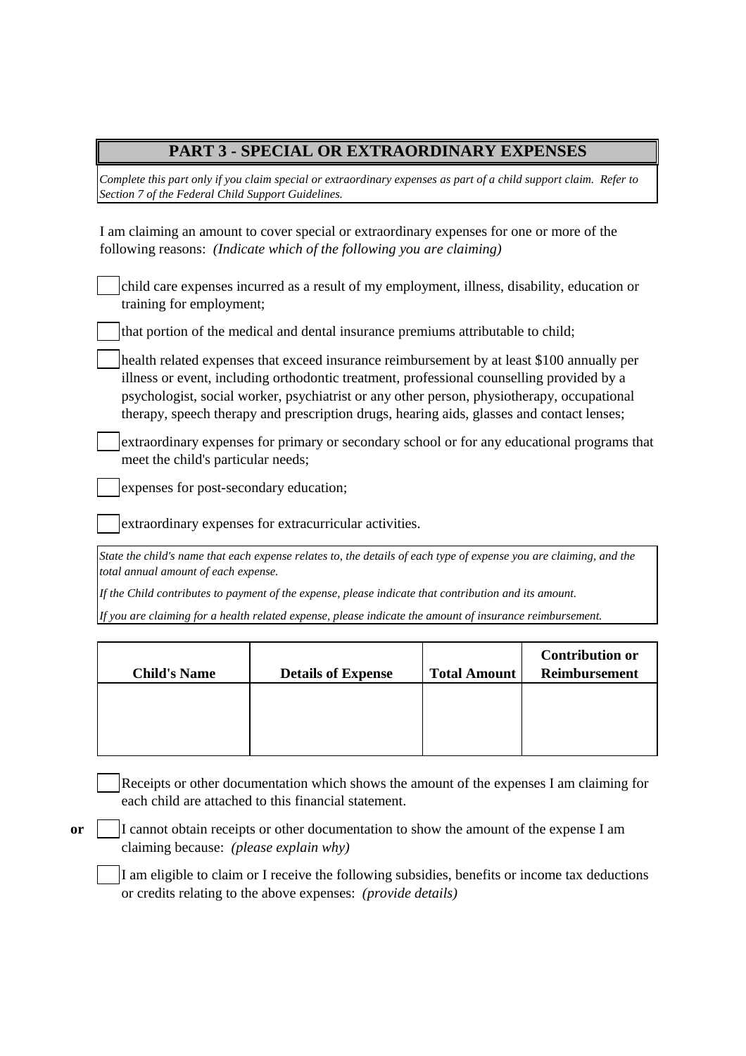## PART 3 - SPECIAL OR EXTRAORDINARY EXPENSES

*Complete this part only if you claim special or extraordinary expenses as part of a child support claim. Refer to Section 7 of the Federal Child Support Guidelines.*

I am claiming an amount to cover special or extraordinary expenses for one or more of the following reasons: *(Indicate which of the following you are claiming)*

- [ ] child care expenses incurred as a result of my employment, illness, disability, education or training for employment;
- [ ] that portion of the medical and dental insurance premiums attributable to child;
- [ ] health related expenses that exceed insurance reimbursement by at least $100 annually per illness or event, including orthodontic treatment, professional counselling provided by a psychologist, social worker, psychiatrist or any other person, physiotherapy, occupational therapy, speech therapy and prescription drugs, hearing aids, glasses and contact lenses;
- [ ] extraordinary expenses for primary or secondary school or for any educational programs that meet the child's particular needs;
- [ ] expenses for post-secondary education;
- [ ] extraordinary expenses for extracurricular activities.

*State the child's name that each expense relates to, the details of each type of expense you are claiming, and the total annual amount of each expense.*

*If the Child contributes to payment of the expense, please indicate that contribution and its amount.*

*If you are claiming for a health related expense, please indicate the amount of insurance reimbursement.*

| Child's Name | Details of Expense | Total Amount | Contribution or Reimbursement |
|---|---|---|---|
| | | | |

- [ ] Receipts or other documentation which shows the amount of the expenses I am claiming for each child are attached to this financial statement.

**or**

- [ ] I cannot obtain receipts or other documentation to show the amount of the expense I am claiming because: *(please explain why)*

- [ ] I am eligible to claim or I receive the following subsidies, benefits or income tax deductions or credits relating to the above expenses: *(provide details)*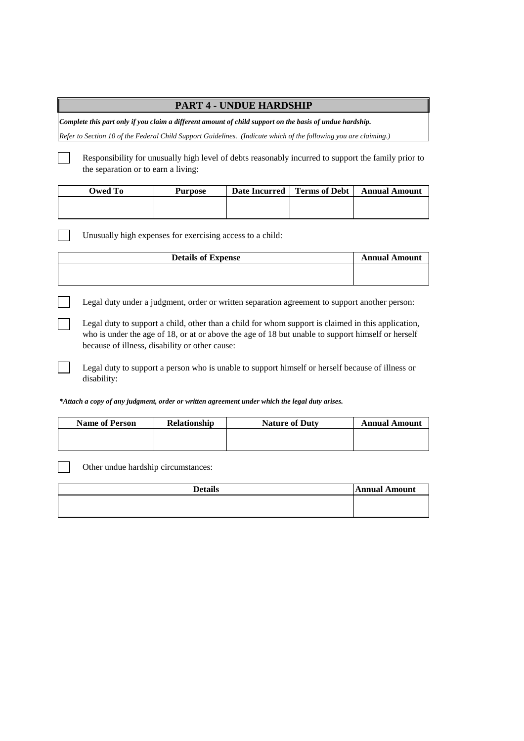## PART 4 - UNDUE HARDSHIP

***Complete this part only if you claim a different amount of child support on the basis of undue hardship.***

*Refer to Section 10 of the Federal Child Support Guidelines. (Indicate which of the following you are claiming.)*

☐ Responsibility for unusually high level of debts reasonably incurred to support the family prior to the separation or to earn a living:

| Owed To | Purpose | Date Incurred | Terms of Debt | Annual Amount |
|---|---|---|---|---|
| | | | | |

☐ Unusually high expenses for exercising access to a child:

| Details of Expense | Annual Amount |
|---|---|
| | |

☐ Legal duty under a judgment, order or written separation agreement to support another person:

☐ Legal duty to support a child, other than a child for whom support is claimed in this application, who is under the age of 18, or at or above the age of 18 but unable to support himself or herself because of illness, disability or other cause:

☐ Legal duty to support a person who is unable to support himself or herself because of illness or disability:

***\*Attach a copy of any judgment, order or written agreement under which the legal duty arises.***

| Name of Person | Relationship | Nature of Duty | Annual Amount |
|---|---|---|---|
| | | | |

☐ Other undue hardship circumstances:

| Details | Annual Amount |
|---|---|
| | |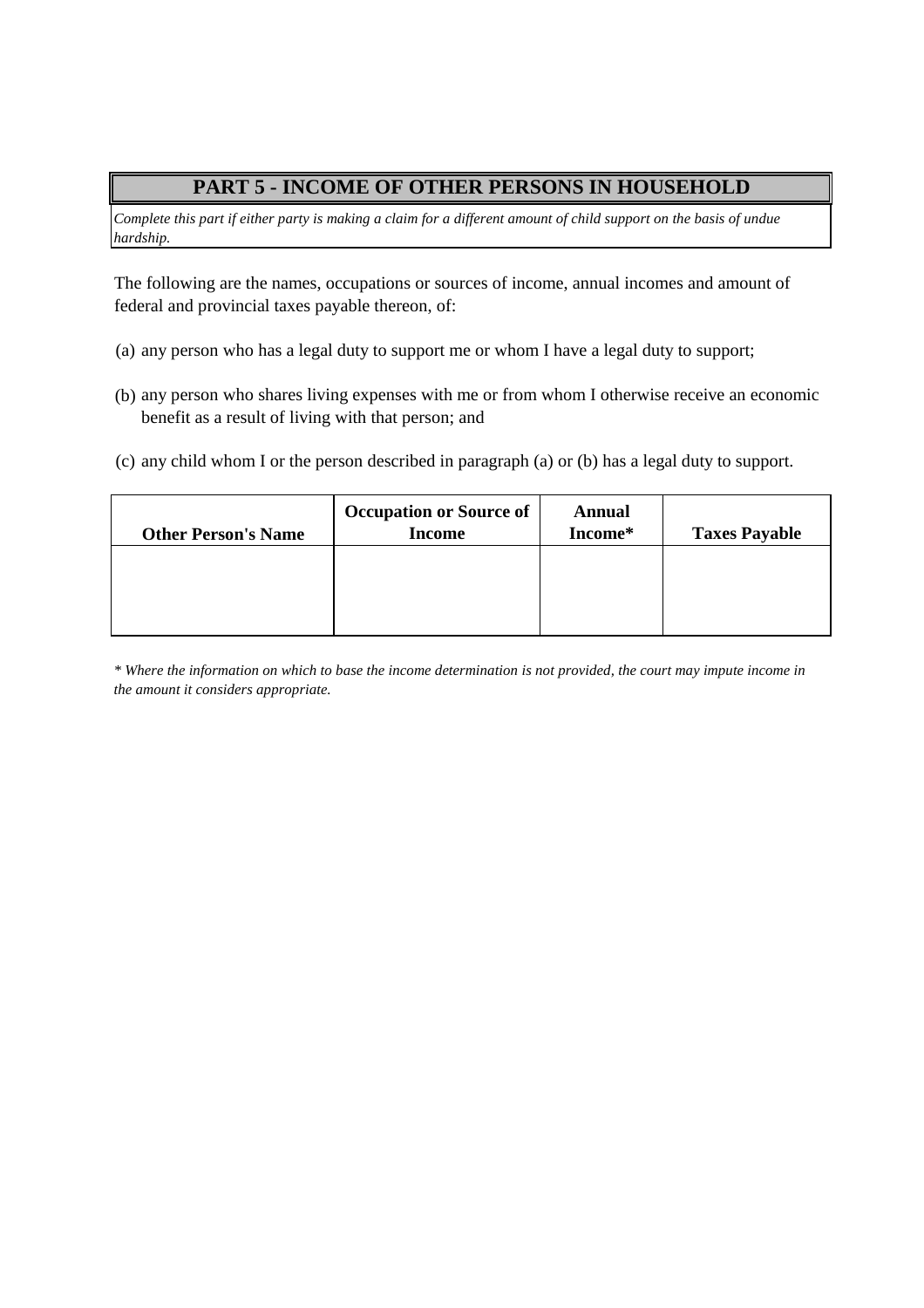## PART 5 - INCOME OF OTHER PERSONS IN HOUSEHOLD

*Complete this part if either party is making a claim for a different amount of child support on the basis of undue hardship.*

The following are the names, occupations or sources of income, annual incomes and amount of federal and provincial taxes payable thereon, of:

(a) any person who has a legal duty to support me or whom I have a legal duty to support;

(b) any person who shares living expenses with me or from whom I otherwise receive an economic benefit as a result of living with that person; and

(c) any child whom I or the person described in paragraph (a) or (b) has a legal duty to support.

| Other Person's Name | Occupation or Source of Income | Annual Income* | Taxes Payable |
|---|---|---|---|
| | | | |

*\* Where the information on which to base the income determination is not provided, the court may impute income in the amount it considers appropriate.*